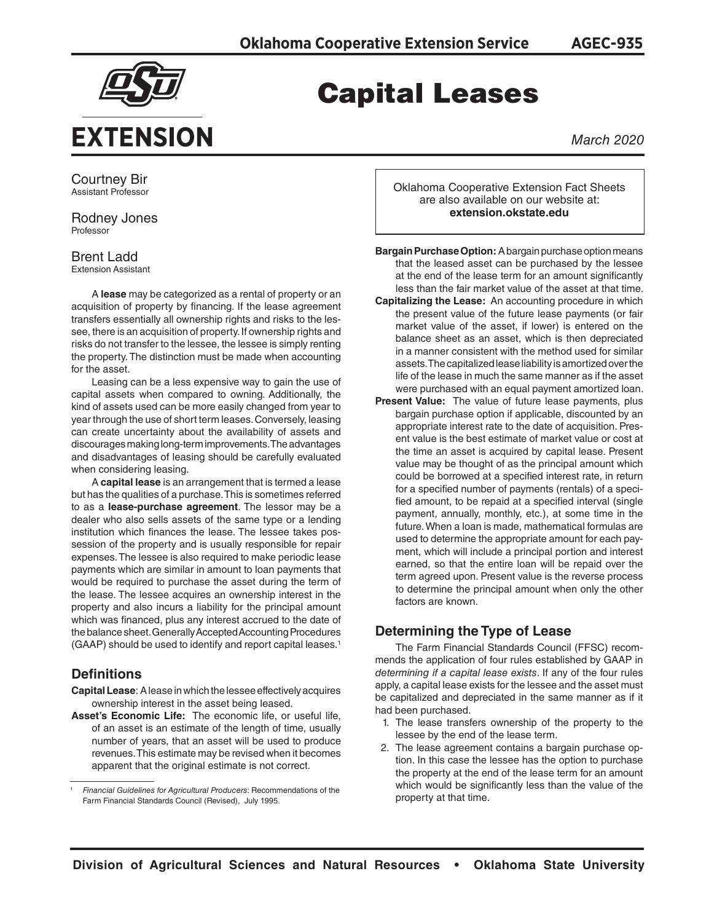# Capital Leases

March 2020

Courtney Bir
Assistant Professor

Rodney Jones
Professor

Brent Ladd
Extension Assistant

A **lease** may be categorized as a rental of property or an acquisition of property by financing. If the lease agreement transfers essentially all ownership rights and risks to the lessee, there is an acquisition of property. If ownership rights and risks do not transfer to the lessee, the lessee is simply renting the property. The distinction must be made when accounting for the asset.

Leasing can be a less expensive way to gain the use of capital assets when compared to owning. Additionally, the kind of assets used can be more easily changed from year to year through the use of short term leases. Conversely, leasing can create uncertainty about the availability of assets and discourages making long-term improvements. The advantages and disadvantages of leasing should be carefully evaluated when considering leasing.

A **capital lease** is an arrangement that is termed a lease but has the qualities of a purchase. This is sometimes referred to as a **lease-purchase agreement**. The lessor may be a dealer who also sells assets of the same type or a lending institution which finances the lease. The lessee takes possession of the property and is usually responsible for repair expenses. The lessee is also required to make periodic lease payments which are similar in amount to loan payments that would be required to purchase the asset during the term of the lease. The lessee acquires an ownership interest in the property and also incurs a liability for the principal amount which was financed, plus any interest accrued to the date of the balance sheet. Generally Accepted Accounting Procedures (GAAP) should be used to identify and report capital leases.[1]

## Definitions

**Capital Lease**: A lease in which the lessee effectively acquires ownership interest in the asset being leased.

**Asset's Economic Life:** The economic life, or useful life, of an asset is an estimate of the length of time, usually number of years, that an asset will be used to produce revenues. This estimate may be revised when it becomes apparent that the original estimate is not correct.

[1] *Financial Guidelines for Agricultural Producers*: Recommendations of the Farm Financial Standards Council (Revised), July 1995.

Oklahoma Cooperative Extension Fact Sheets are also available on our website at: **extension.okstate.edu**

**Bargain Purchase Option:** A bargain purchase option means that the leased asset can be purchased by the lessee at the end of the lease term for an amount significantly less than the fair market value of the asset at that time.

**Capitalizing the Lease:** An accounting procedure in which the present value of the future lease payments (or fair market value of the asset, if lower) is entered on the balance sheet as an asset, which is then depreciated in a manner consistent with the method used for similar assets. The capitalized lease liability is amortized over the life of the lease in much the same manner as if the asset were purchased with an equal payment amortized loan.

**Present Value:** The value of future lease payments, plus bargain purchase option if applicable, discounted by an appropriate interest rate to the date of acquisition. Present value is the best estimate of market value or cost at the time an asset is acquired by capital lease. Present value may be thought of as the principal amount which could be borrowed at a specified interest rate, in return for a specified number of payments (rentals) of a specified amount, to be repaid at a specified interval (single payment, annually, monthly, etc.), at some time in the future. When a loan is made, mathematical formulas are used to determine the appropriate amount for each payment, which will include a principal portion and interest earned, so that the entire loan will be repaid over the term agreed upon. Present value is the reverse process to determine the principal amount when only the other factors are known.

## Determining the Type of Lease

The Farm Financial Standards Council (FFSC) recommends the application of four rules established by GAAP in *determining if a capital lease exists*. If any of the four rules apply, a capital lease exists for the lessee and the asset must be capitalized and depreciated in the same manner as if it had been purchased.

1. The lease transfers ownership of the property to the lessee by the end of the lease term.
2. The lease agreement contains a bargain purchase option. In this case the lessee has the option to purchase the property at the end of the lease term for an amount which would be significantly less than the value of the property at that time.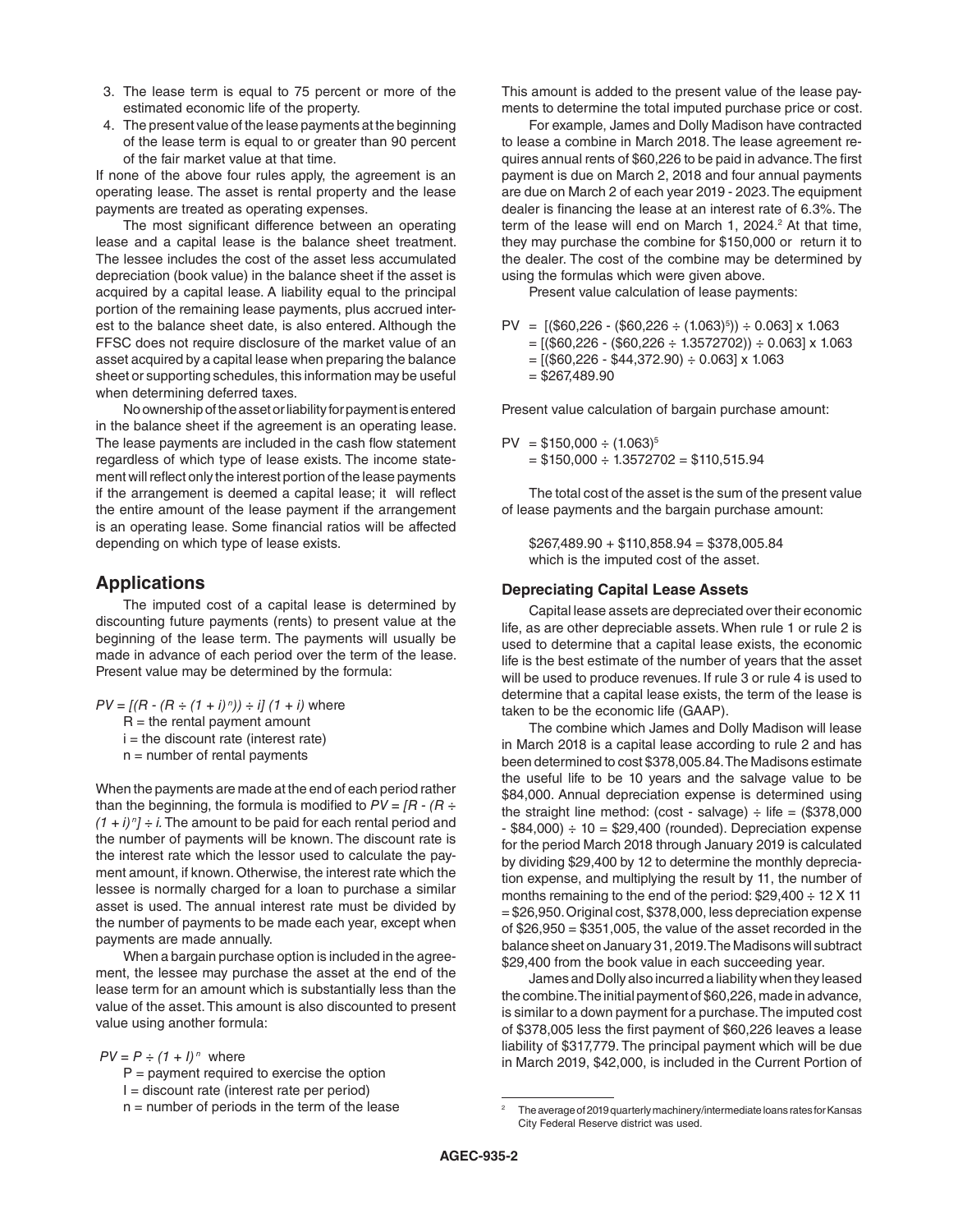3. The lease term is equal to 75 percent or more of the estimated economic life of the property.
4. The present value of the lease payments at the beginning of the lease term is equal to or greater than 90 percent of the fair market value at that time.

If none of the above four rules apply, the agreement is an operating lease. The asset is rental property and the lease payments are treated as operating expenses.

The most significant difference between an operating lease and a capital lease is the balance sheet treatment. The lessee includes the cost of the asset less accumulated depreciation (book value) in the balance sheet if the asset is acquired by a capital lease. A liability equal to the principal portion of the remaining lease payments, plus accrued interest to the balance sheet date, is also entered. Although the FFSC does not require disclosure of the market value of an asset acquired by a capital lease when preparing the balance sheet or supporting schedules, this information may be useful when determining deferred taxes.

No ownership of the asset or liability for payment is entered in the balance sheet if the agreement is an operating lease. The lease payments are included in the cash flow statement regardless of which type of lease exists. The income statement will reflect only the interest portion of the lease payments if the arrangement is deemed a capital lease; it will reflect the entire amount of the lease payment if the arrangement is an operating lease. Some financial ratios will be affected depending on which type of lease exists.

## Applications

The imputed cost of a capital lease is determined by discounting future payments (rents) to present value at the beginning of the lease term. The payments will usually be made in advance of each period over the term of the lease. Present value may be determined by the formula:

$PV = [(R - (R \div (1 + i)^n)) \div i] (1 + i)$ where
- R = the rental payment amount
- i = the discount rate (interest rate)
- n = number of rental payments

When the payments are made at the end of each period rather than the beginning, the formula is modified to $PV = [R - (R \div (1 + i)^n] \div i$. The amount to be paid for each rental period and the number of payments will be known. The discount rate is the interest rate which the lessor used to calculate the payment amount, if known. Otherwise, the interest rate which the lessee is normally charged for a loan to purchase a similar asset is used. The annual interest rate must be divided by the number of payments to be made each year, except when payments are made annually.

When a bargain purchase option is included in the agreement, the lessee may purchase the asset at the end of the lease term for an amount which is substantially less than the value of the asset. This amount is also discounted to present value using another formula:

$PV = P \div (1 + I)^n$ where
- P = payment required to exercise the option
- I = discount rate (interest rate per period)
- n = number of periods in the term of the lease

This amount is added to the present value of the lease payments to determine the total imputed purchase price or cost.

For example, James and Dolly Madison have contracted to lease a combine in March 2018. The lease agreement requires annual rents of $60,226 to be paid in advance. The first payment is due on March 2, 2018 and four annual payments are due on March 2 of each year 2019 - 2023. The equipment dealer is financing the lease at an interest rate of 6.3%. The term of the lease will end on March 1, 2024.[2] At that time, they may purchase the combine for $150,000 or return it to the dealer. The cost of the combine may be determined by using the formulas which were given above.

Present value calculation of lease payments:

$$
\begin{aligned}
PV &= [(\$60,226 - (\$60,226 \div (1.063)^5)) \div 0.063] \times 1.063 \\
&= [(\$60,226 - (\$60,226 \div 1.3572702)) \div 0.063] \times 1.063 \\
&= [(\$60,226 - \$44,372.90) \div 0.063] \times 1.063 \\
&= \$267,489.90
\end{aligned}
$$

Present value calculation of bargain purchase amount:

$$
\begin{aligned}
PV &= \$150,000 \div (1.063)^5 \\
&= \$150,000 \div 1.3572702 = \$110,515.94
\end{aligned}
$$

The total cost of the asset is the sum of the present value of lease payments and the bargain purchase amount:

$267,489.90 + $110,858.94 = $378,005.84
which is the imputed cost of the asset.

### Depreciating Capital Lease Assets

Capital lease assets are depreciated over their economic life, as are other depreciable assets. When rule 1 or rule 2 is used to determine that a capital lease exists, the economic life is the best estimate of the number of years that the asset will be used to produce revenues. If rule 3 or rule 4 is used to determine that a capital lease exists, the term of the lease is taken to be the economic life (GAAP).

The combine which James and Dolly Madison will lease in March 2018 is a capital lease according to rule 2 and has been determined to cost $378,005.84. The Madisons estimate the useful life to be 10 years and the salvage value to be $84,000. Annual depreciation expense is determined using the straight line method: (cost - salvage) ÷ life = ($378,000 - $84,000) ÷ 10 = $29,400 (rounded). Depreciation expense for the period March 2018 through January 2019 is calculated by dividing $29,400 by 12 to determine the monthly depreciation expense, and multiplying the result by 11, the number of months remaining to the end of the period: $29,400 ÷ 12 X 11 = $26,950. Original cost, $378,000, less depreciation expense of $26,950 = $351,005, the value of the asset recorded in the balance sheet on January 31, 2019. The Madisons will subtract $29,400 from the book value in each succeeding year.

James and Dolly also incurred a liability when they leased the combine. The initial payment of $60,226, made in advance, is similar to a down payment for a purchase. The imputed cost of $378,005 less the first payment of $60,226 leaves a lease liability of $317,779. The principal payment which will be due in March 2019, $42,000, is included in the Current Portion of

---

[2] The average of 2019 quarterly machinery/intermediate loans rates for Kansas City Federal Reserve district was used.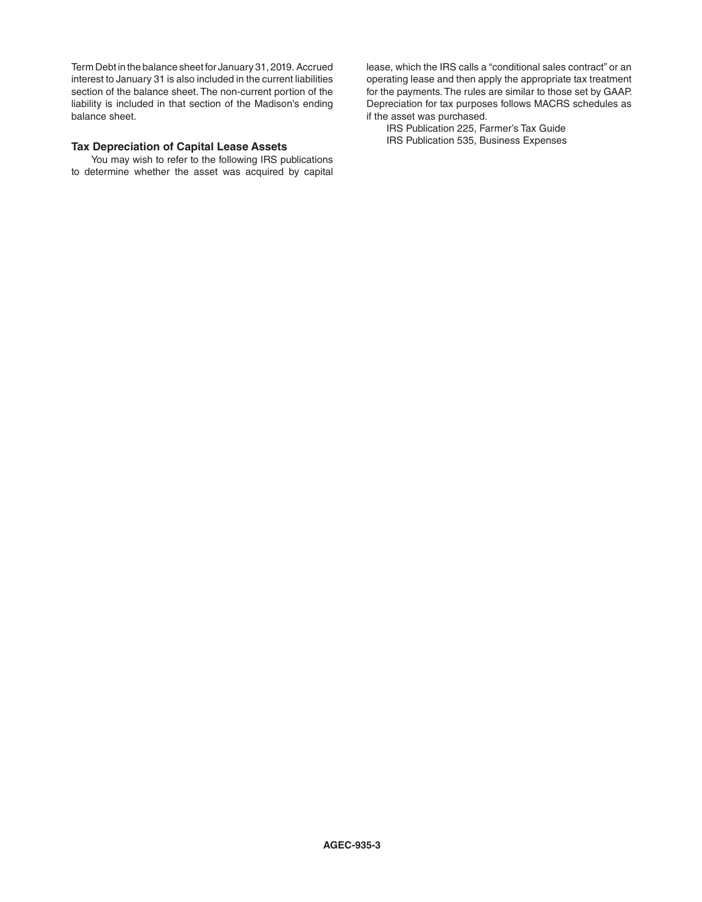Term Debt in the balance sheet for January 31, 2019. Accrued interest to January 31 is also included in the current liabilities section of the balance sheet. The non-current portion of the liability is included in that section of the Madison's ending balance sheet.

### Tax Depreciation of Capital Lease Assets

You may wish to refer to the following IRS publications to determine whether the asset was acquired by capital lease, which the IRS calls a "conditional sales contract" or an operating lease and then apply the appropriate tax treatment for the payments. The rules are similar to those set by GAAP. Depreciation for tax purposes follows MACRS schedules as if the asset was purchased.

IRS Publication 225, Farmer's Tax Guide
IRS Publication 535, Business Expenses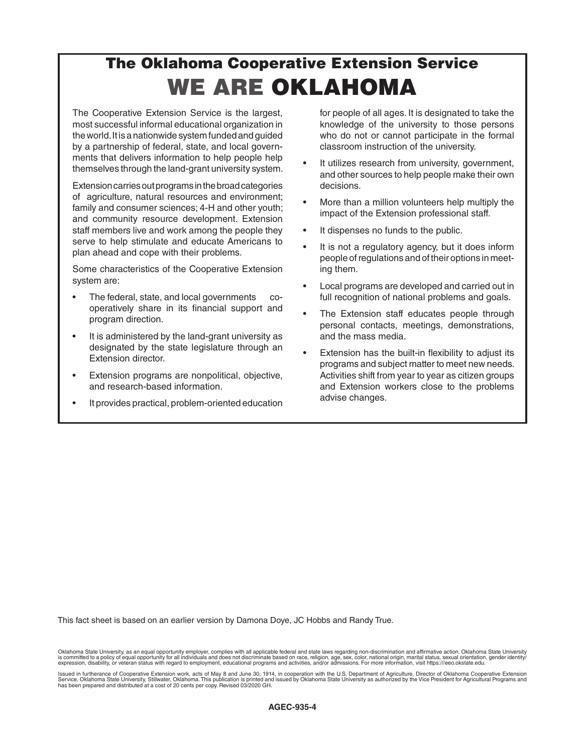# The Oklahoma Cooperative Extension Service

## WE ARE OKLAHOMA

The Cooperative Extension Service is the largest, most successful informal educational organization in the world. It is a nationwide system funded and guided by a partnership of federal, state, and local governments that delivers information to help people help themselves through the land-grant university system.

Extension carries out programs in the broad categories of agriculture, natural resources and environment; family and consumer sciences; 4-H and other youth; and community resource development. Extension staff members live and work among the people they serve to help stimulate and educate Americans to plan ahead and cope with their problems.

Some characteristics of the Cooperative Extension system are:

- The federal, state, and local governments cooperatively share in its financial support and program direction.
- It is administered by the land-grant university as designated by the state legislature through an Extension director.
- Extension programs are nonpolitical, objective, and research-based information.
- It provides practical, problem-oriented education for people of all ages. It is designated to take the knowledge of the university to those persons who do not or cannot participate in the formal classroom instruction of the university.
- It utilizes research from university, government, and other sources to help people make their own decisions.
- More than a million volunteers help multiply the impact of the Extension professional staff.
- It dispenses no funds to the public.
- It is not a regulatory agency, but it does inform people of regulations and of their options in meeting them.
- Local programs are developed and carried out in full recognition of national problems and goals.
- The Extension staff educates people through personal contacts, meetings, demonstrations, and the mass media.
- Extension has the built-in flexibility to adjust its programs and subject matter to meet new needs. Activities shift from year to year as citizen groups and Extension workers close to the problems advise changes.

This fact sheet is based on an earlier version by Damona Doye, JC Hobbs and Randy True.

Oklahoma State University, as an equal opportunity employer, complies with all applicable federal and state laws regarding non-discrimination and affirmative action. Oklahoma State University is committed to a policy of equal opportunity for all individuals and does not discriminate based on race, religion, age, sex, color, national origin, marital status, sexual orientation, gender identity/expression, disability, or veteran status with regard to employment, educational programs and activities, and/or admissions. For more information, visit https:///eeo.okstate.edu.

Issued in furtherance of Cooperative Extension work, acts of May 8 and June 30, 1914, in cooperation with the U.S. Department of Agriculture, Director of Oklahoma Cooperative Extension Service, Oklahoma State University, Stillwater, Oklahoma. This publication is printed and issued by Oklahoma State University as authorized by the Vice President for Agricultural Programs and has been prepared and distributed at a cost of 20 cents per copy. Revised 03/2020 GH.

**AGEC-935-4**